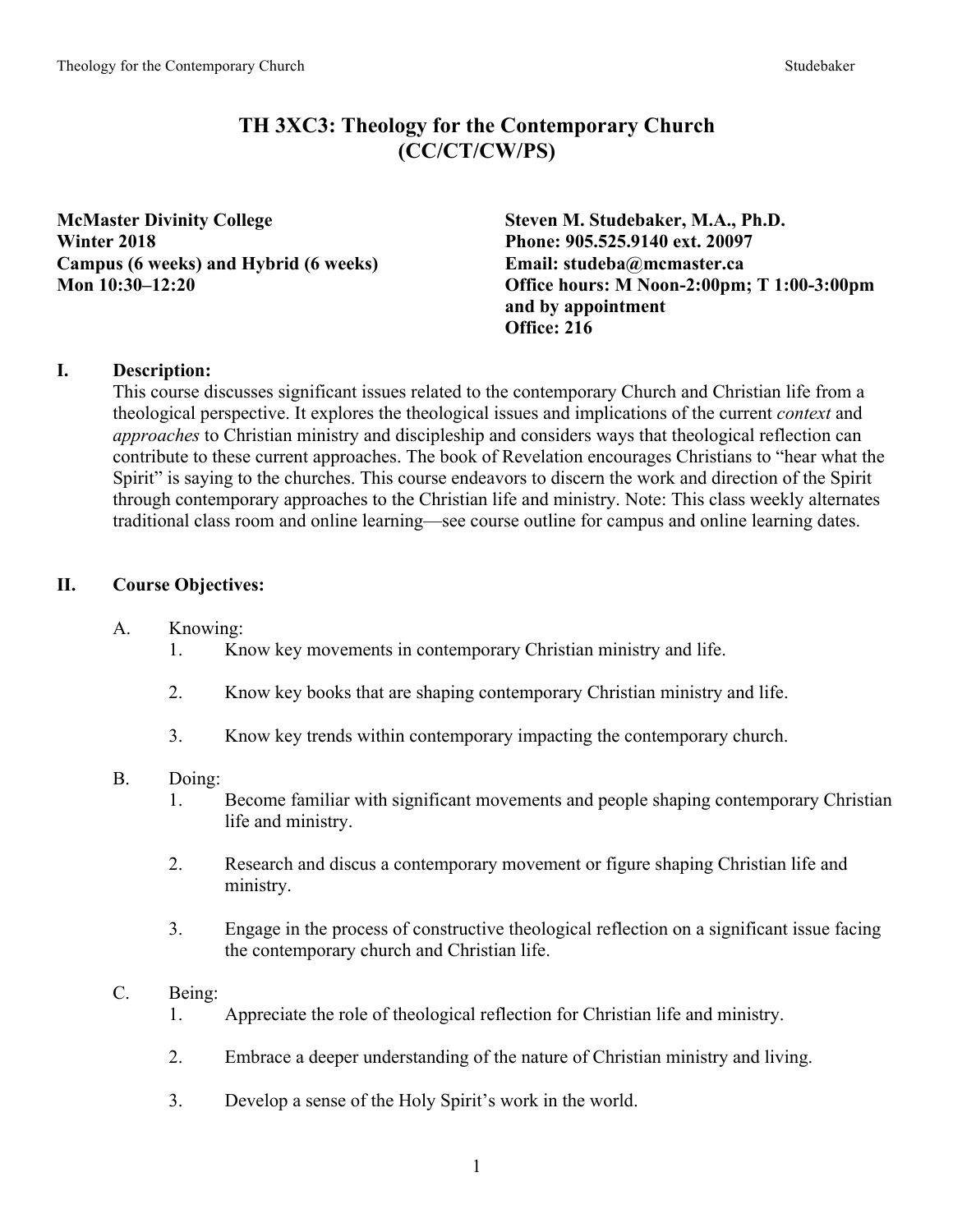# TH 3XC3: Theology for the Contemporary Church
# (CC/CT/CW/PS)

**McMaster Divinity College**
**Winter 2018**
**Campus (6 weeks) and Hybrid (6 weeks)**
**Mon 10:30–12:20**

**Steven M. Studebaker, M.A., Ph.D.**
**Phone: 905.525.9140 ext. 20097**
**Email: studeba@mcmaster.ca**
**Office hours: M Noon-2:00pm; T 1:00-3:00pm and by appointment**
**Office: 216**

## I. Description:

This course discusses significant issues related to the contemporary Church and Christian life from a theological perspective. It explores the theological issues and implications of the current *context* and *approaches* to Christian ministry and discipleship and considers ways that theological reflection can contribute to these current approaches. The book of Revelation encourages Christians to "hear what the Spirit" is saying to the churches. This course endeavors to discern the work and direction of the Spirit through contemporary approaches to the Christian life and ministry. Note: This class weekly alternates traditional class room and online learning—see course outline for campus and online learning dates.

## II. Course Objectives:

A. Knowing:
   1. Know key movements in contemporary Christian ministry and life.
   2. Know key books that are shaping contemporary Christian ministry and life.
   3. Know key trends within contemporary impacting the contemporary church.

B. Doing:
   1. Become familiar with significant movements and people shaping contemporary Christian life and ministry.
   2. Research and discus a contemporary movement or figure shaping Christian life and ministry.
   3. Engage in the process of constructive theological reflection on a significant issue facing the contemporary church and Christian life.

C. Being:
   1. Appreciate the role of theological reflection for Christian life and ministry.
   2. Embrace a deeper understanding of the nature of Christian ministry and living.
   3. Develop a sense of the Holy Spirit's work in the world.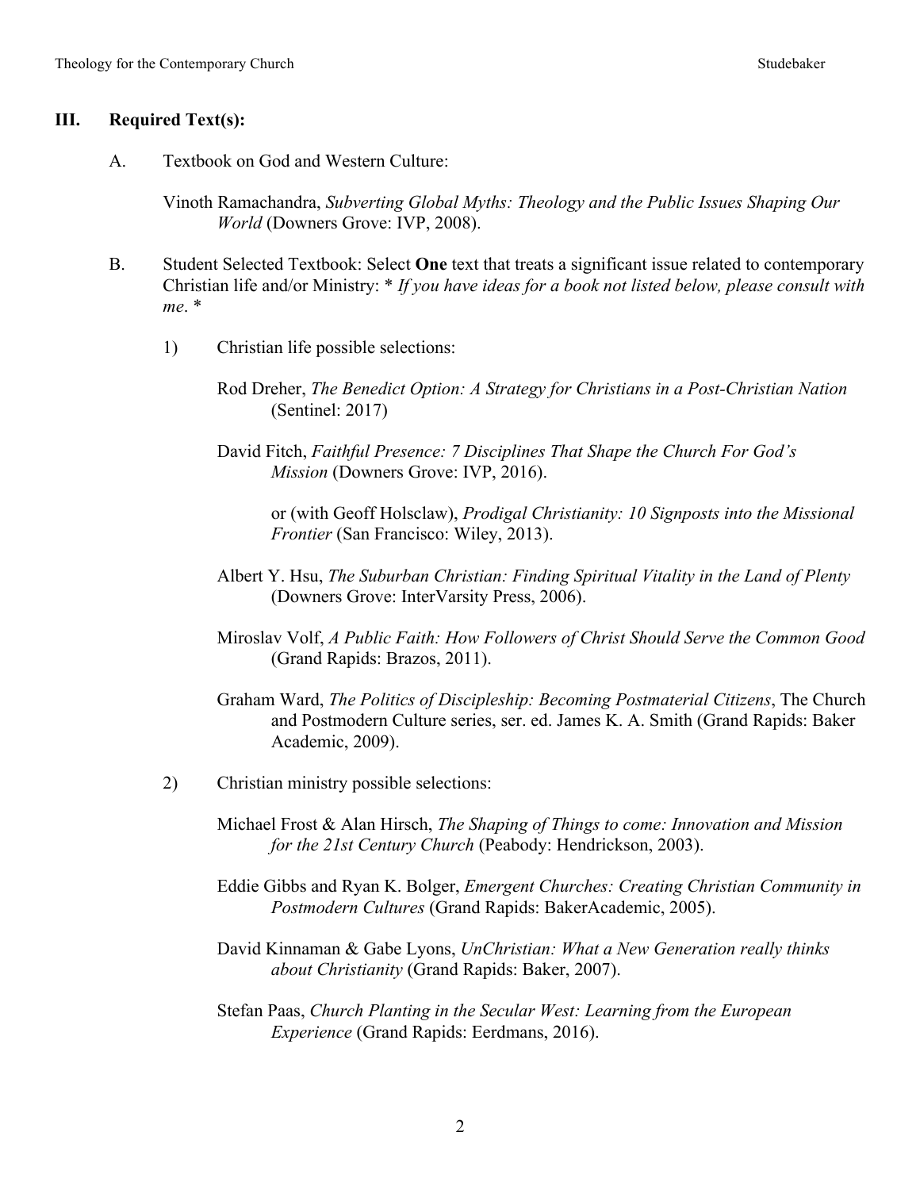## III. Required Text(s):

A. Textbook on God and Western Culture:

Vinoth Ramachandra, *Subverting Global Myths: Theology and the Public Issues Shaping Our World* (Downers Grove: IVP, 2008).

B. Student Selected Textbook: Select **One** text that treats a significant issue related to contemporary Christian life and/or Ministry: * *If you have ideas for a book not listed below, please consult with me*. *

1) Christian life possible selections:

Rod Dreher, *The Benedict Option: A Strategy for Christians in a Post-Christian Nation* (Sentinel: 2017)

David Fitch, *Faithful Presence: 7 Disciplines That Shape the Church For God's Mission* (Downers Grove: IVP, 2016).

or (with Geoff Holsclaw), *Prodigal Christianity: 10 Signposts into the Missional Frontier* (San Francisco: Wiley, 2013).

Albert Y. Hsu, *The Suburban Christian: Finding Spiritual Vitality in the Land of Plenty* (Downers Grove: InterVarsity Press, 2006).

Miroslav Volf, *A Public Faith: How Followers of Christ Should Serve the Common Good* (Grand Rapids: Brazos, 2011).

Graham Ward, *The Politics of Discipleship: Becoming Postmaterial Citizens*, The Church and Postmodern Culture series, ser. ed. James K. A. Smith (Grand Rapids: Baker Academic, 2009).

2) Christian ministry possible selections:

Michael Frost & Alan Hirsch, *The Shaping of Things to come: Innovation and Mission for the 21st Century Church* (Peabody: Hendrickson, 2003).

Eddie Gibbs and Ryan K. Bolger, *Emergent Churches: Creating Christian Community in Postmodern Cultures* (Grand Rapids: BakerAcademic, 2005).

David Kinnaman & Gabe Lyons, *UnChristian: What a New Generation really thinks about Christianity* (Grand Rapids: Baker, 2007).

Stefan Paas, *Church Planting in the Secular West: Learning from the European Experience* (Grand Rapids: Eerdmans, 2016).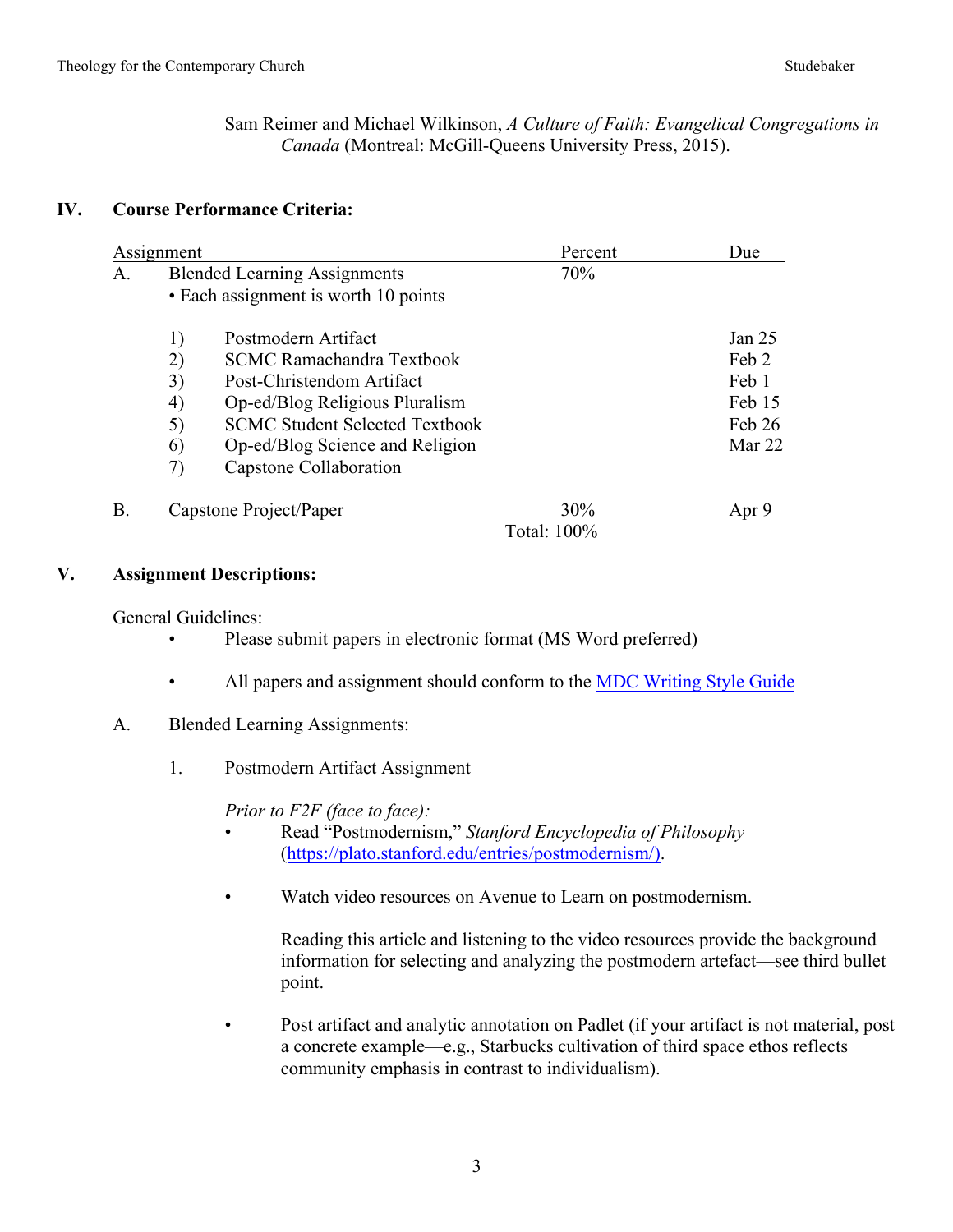Sam Reimer and Michael Wilkinson, *A Culture of Faith: Evangelical Congregations in Canada* (Montreal: McGill-Queens University Press, 2015).

## IV. Course Performance Criteria:

| Assignment | | Percent | Due |
|---|---|---|---|
| A. | Blended Learning Assignments • Each assignment is worth 10 points | 70% | |
| | 1) Postmodern Artifact | | Jan 25 |
| | 2) SCMC Ramachandra Textbook | | Feb 2 |
| | 3) Post-Christendom Artifact | | Feb 1 |
| | 4) Op-ed/Blog Religious Pluralism | | Feb 15 |
| | 5) SCMC Student Selected Textbook | | Feb 26 |
| | 6) Op-ed/Blog Science and Religion | | Mar 22 |
| | 7) Capstone Collaboration | | |
| B. | Capstone Project/Paper | 30% | Apr 9 |
| | | Total: 100% | |

## V. Assignment Descriptions:

General Guidelines:

- Please submit papers in electronic format (MS Word preferred)
- All papers and assignment should conform to the [MDC Writing Style Guide]

A. Blended Learning Assignments:

1. Postmodern Artifact Assignment

*Prior to F2F (face to face):*

- Read "Postmodernism," *Stanford Encyclopedia of Philosophy* (https://plato.stanford.edu/entries/postmodernism/).

- Watch video resources on Avenue to Learn on postmodernism.

  Reading this article and listening to the video resources provide the background information for selecting and analyzing the postmodern artefact—see third bullet point.

- Post artifact and analytic annotation on Padlet (if your artifact is not material, post a concrete example—e.g., Starbucks cultivation of third space ethos reflects community emphasis in contrast to individualism).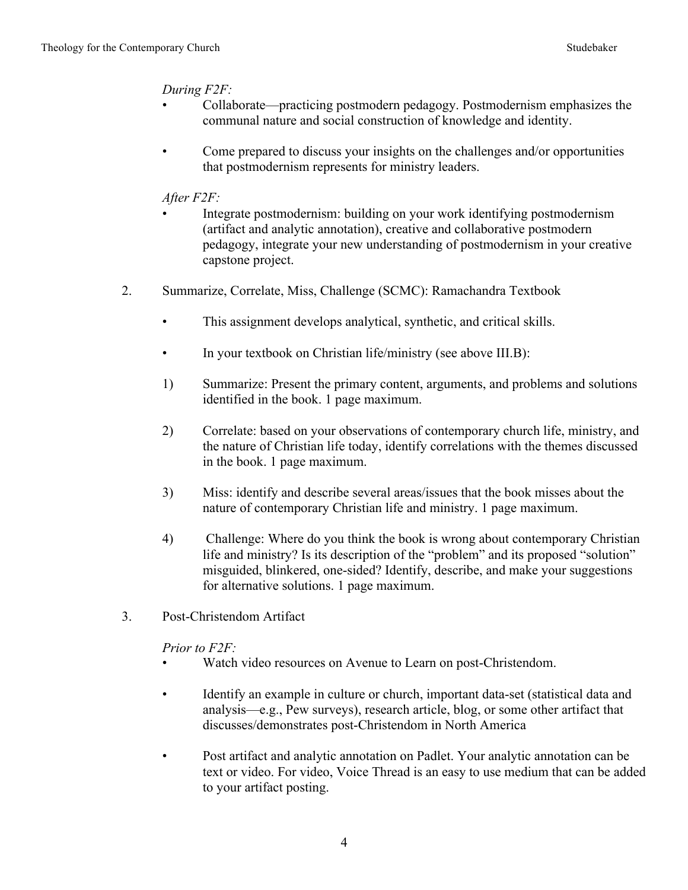*During F2F:*

- Collaborate—practicing postmodern pedagogy. Postmodernism emphasizes the communal nature and social construction of knowledge and identity.

- Come prepared to discuss your insights on the challenges and/or opportunities that postmodernism represents for ministry leaders.

*After F2F:*

- Integrate postmodernism: building on your work identifying postmodernism (artifact and analytic annotation), creative and collaborative postmodern pedagogy, integrate your new understanding of postmodernism in your creative capstone project.

2. Summarize, Correlate, Miss, Challenge (SCMC): Ramachandra Textbook

   - This assignment develops analytical, synthetic, and critical skills.

   - In your textbook on Christian life/ministry (see above III.B):

   1) Summarize: Present the primary content, arguments, and problems and solutions identified in the book. 1 page maximum.

   2) Correlate: based on your observations of contemporary church life, ministry, and the nature of Christian life today, identify correlations with the themes discussed in the book. 1 page maximum.

   3) Miss: identify and describe several areas/issues that the book misses about the nature of contemporary Christian life and ministry. 1 page maximum.

   4) Challenge: Where do you think the book is wrong about contemporary Christian life and ministry? Is its description of the "problem" and its proposed "solution" misguided, blinkered, one-sided? Identify, describe, and make your suggestions for alternative solutions. 1 page maximum.

3. Post-Christendom Artifact

   *Prior to F2F:*

   - Watch video resources on Avenue to Learn on post-Christendom.

   - Identify an example in culture or church, important data-set (statistical data and analysis—e.g., Pew surveys), research article, blog, or some other artifact that discusses/demonstrates post-Christendom in North America

   - Post artifact and analytic annotation on Padlet. Your analytic annotation can be text or video. For video, Voice Thread is an easy to use medium that can be added to your artifact posting.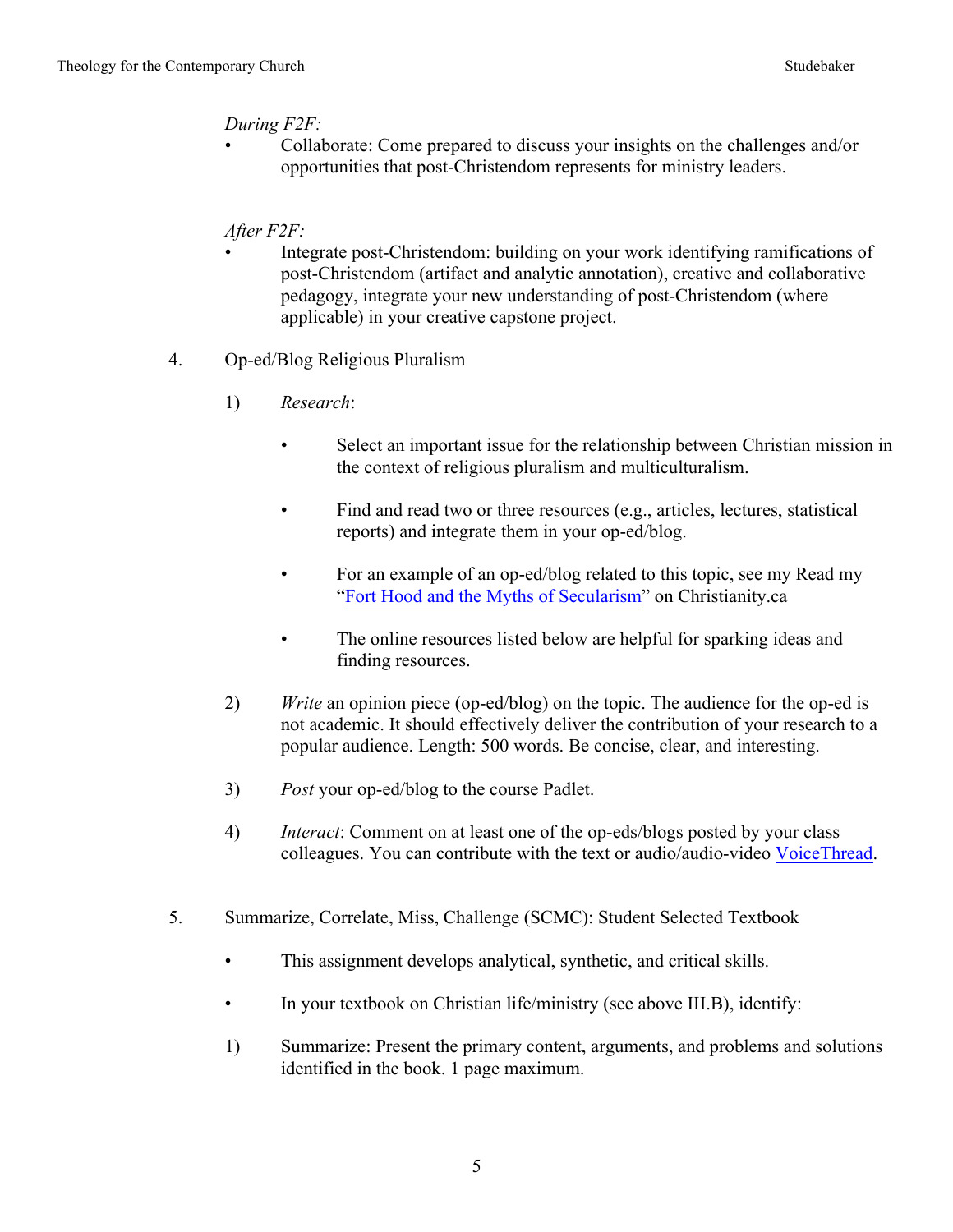*During F2F:*

- Collaborate: Come prepared to discuss your insights on the challenges and/or opportunities that post-Christendom represents for ministry leaders.

*After F2F:*

- Integrate post-Christendom: building on your work identifying ramifications of post-Christendom (artifact and analytic annotation), creative and collaborative pedagogy, integrate your new understanding of post-Christendom (where applicable) in your creative capstone project.

4. Op-ed/Blog Religious Pluralism

   1) *Research*:

      - Select an important issue for the relationship between Christian mission in the context of religious pluralism and multiculturalism.

      - Find and read two or three resources (e.g., articles, lectures, statistical reports) and integrate them in your op-ed/blog.

      - For an example of an op-ed/blog related to this topic, see my Read my "Fort Hood and the Myths of Secularism" on Christianity.ca

      - The online resources listed below are helpful for sparking ideas and finding resources.

   2) *Write* an opinion piece (op-ed/blog) on the topic. The audience for the op-ed is not academic. It should effectively deliver the contribution of your research to a popular audience. Length: 500 words. Be concise, clear, and interesting.

   3) *Post* your op-ed/blog to the course Padlet.

   4) *Interact*: Comment on at least one of the op-eds/blogs posted by your class colleagues. You can contribute with the text or audio/audio-video VoiceThread.

5. Summarize, Correlate, Miss, Challenge (SCMC): Student Selected Textbook

   - This assignment develops analytical, synthetic, and critical skills.

   - In your textbook on Christian life/ministry (see above III.B), identify:

   1) Summarize: Present the primary content, arguments, and problems and solutions identified in the book. 1 page maximum.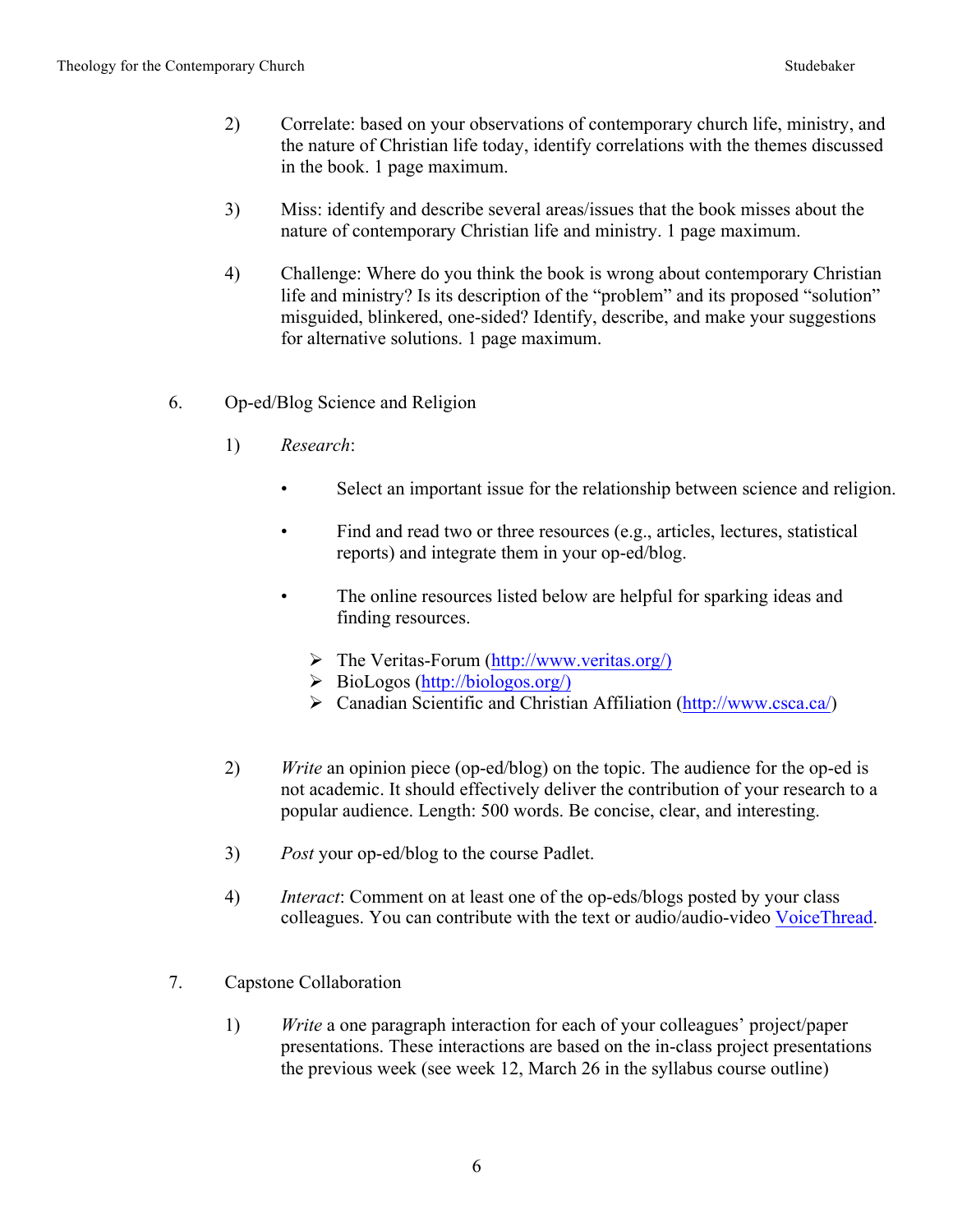2) Correlate: based on your observations of contemporary church life, ministry, and the nature of Christian life today, identify correlations with the themes discussed in the book. 1 page maximum.

3) Miss: identify and describe several areas/issues that the book misses about the nature of contemporary Christian life and ministry. 1 page maximum.

4) Challenge: Where do you think the book is wrong about contemporary Christian life and ministry? Is its description of the "problem" and its proposed "solution" misguided, blinkered, one-sided? Identify, describe, and make your suggestions for alternative solutions. 1 page maximum.

6. Op-ed/Blog Science and Religion

1) *Research*:

- Select an important issue for the relationship between science and religion.
- Find and read two or three resources (e.g., articles, lectures, statistical reports) and integrate them in your op-ed/blog.
- The online resources listed below are helpful for sparking ideas and finding resources.
    - The Veritas-Forum (http://www.veritas.org/)
    - BioLogos (http://biologos.org/)
    - Canadian Scientific and Christian Affiliation (http://www.csca.ca/)

2) *Write* an opinion piece (op-ed/blog) on the topic. The audience for the op-ed is not academic. It should effectively deliver the contribution of your research to a popular audience. Length: 500 words. Be concise, clear, and interesting.

3) *Post* your op-ed/blog to the course Padlet.

4) *Interact*: Comment on at least one of the op-eds/blogs posted by your class colleagues. You can contribute with the text or audio/audio-video VoiceThread.

7. Capstone Collaboration

1) *Write* a one paragraph interaction for each of your colleagues' project/paper presentations. These interactions are based on the in-class project presentations the previous week (see week 12, March 26 in the syllabus course outline)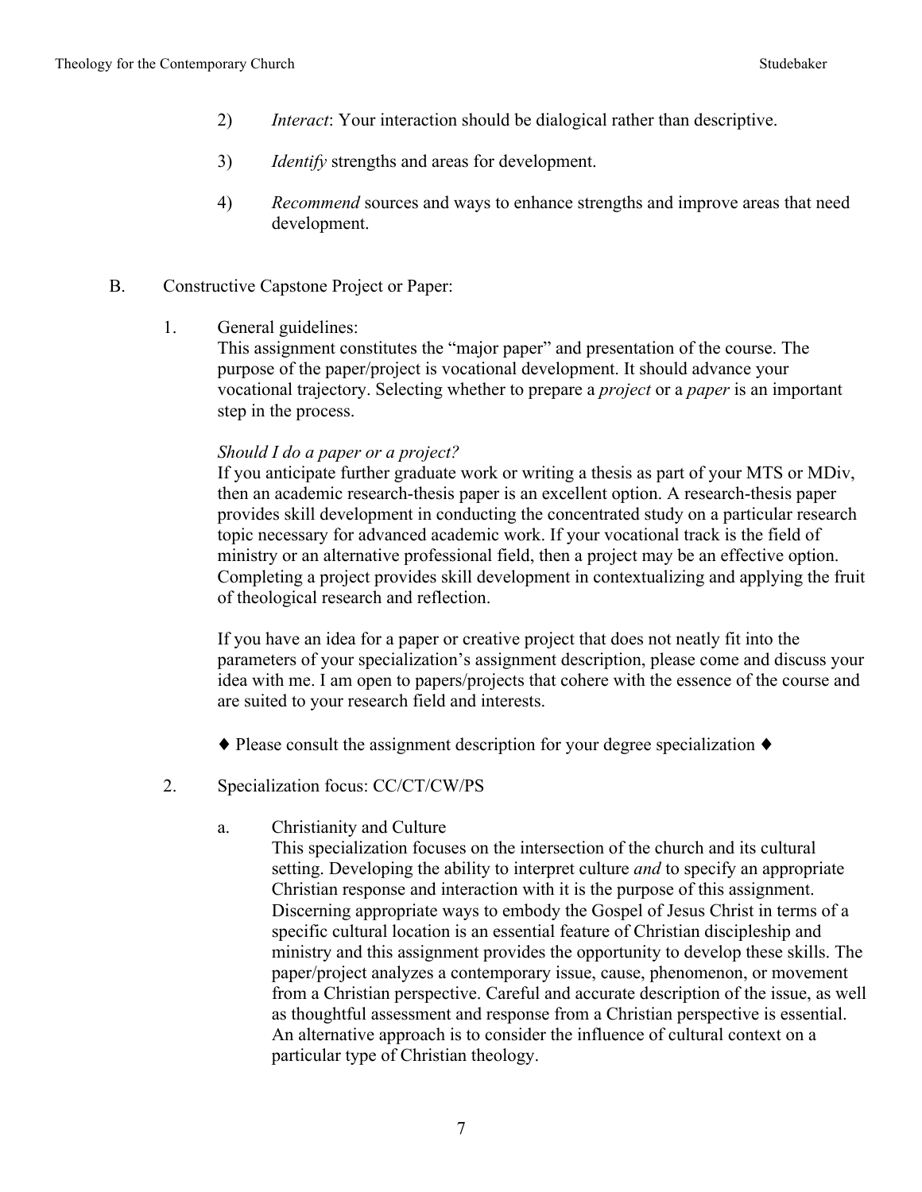2) *Interact*: Your interaction should be dialogical rather than descriptive.

3) *Identify* strengths and areas for development.

4) *Recommend* sources and ways to enhance strengths and improve areas that need development.

B. Constructive Capstone Project or Paper:

1. General guidelines:
This assignment constitutes the "major paper" and presentation of the course. The purpose of the paper/project is vocational development. It should advance your vocational trajectory. Selecting whether to prepare a *project* or a *paper* is an important step in the process.

*Should I do a paper or a project?*
If you anticipate further graduate work or writing a thesis as part of your MTS or MDiv, then an academic research-thesis paper is an excellent option. A research-thesis paper provides skill development in conducting the concentrated study on a particular research topic necessary for advanced academic work. If your vocational track is the field of ministry or an alternative professional field, then a project may be an effective option. Completing a project provides skill development in contextualizing and applying the fruit of theological research and reflection.

If you have an idea for a paper or creative project that does not neatly fit into the parameters of your specialization's assignment description, please come and discuss your idea with me. I am open to papers/projects that cohere with the essence of the course and are suited to your research field and interests.

♦ Please consult the assignment description for your degree specialization ♦

2. Specialization focus: CC/CT/CW/PS

a. Christianity and Culture
This specialization focuses on the intersection of the church and its cultural setting. Developing the ability to interpret culture *and* to specify an appropriate Christian response and interaction with it is the purpose of this assignment. Discerning appropriate ways to embody the Gospel of Jesus Christ in terms of a specific cultural location is an essential feature of Christian discipleship and ministry and this assignment provides the opportunity to develop these skills. The paper/project analyzes a contemporary issue, cause, phenomenon, or movement from a Christian perspective. Careful and accurate description of the issue, as well as thoughtful assessment and response from a Christian perspective is essential. An alternative approach is to consider the influence of cultural context on a particular type of Christian theology.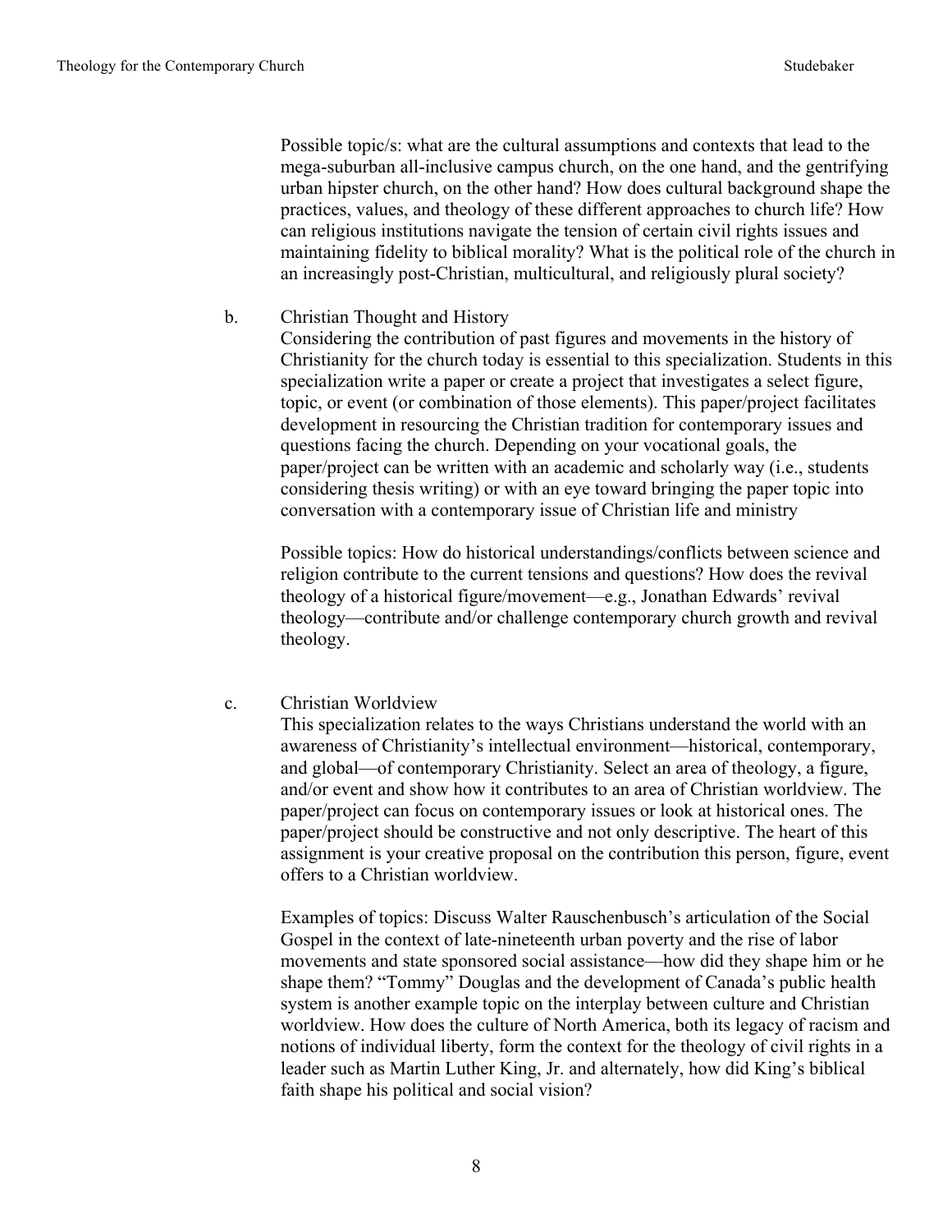Possible topic/s: what are the cultural assumptions and contexts that lead to the mega-suburban all-inclusive campus church, on the one hand, and the gentrifying urban hipster church, on the other hand? How does cultural background shape the practices, values, and theology of these different approaches to church life? How can religious institutions navigate the tension of certain civil rights issues and maintaining fidelity to biblical morality? What is the political role of the church in an increasingly post-Christian, multicultural, and religiously plural society?

b. Christian Thought and History

Considering the contribution of past figures and movements in the history of Christianity for the church today is essential to this specialization. Students in this specialization write a paper or create a project that investigates a select figure, topic, or event (or combination of those elements). This paper/project facilitates development in resourcing the Christian tradition for contemporary issues and questions facing the church. Depending on your vocational goals, the paper/project can be written with an academic and scholarly way (i.e., students considering thesis writing) or with an eye toward bringing the paper topic into conversation with a contemporary issue of Christian life and ministry

Possible topics: How do historical understandings/conflicts between science and religion contribute to the current tensions and questions? How does the revival theology of a historical figure/movement—e.g., Jonathan Edwards' revival theology—contribute and/or challenge contemporary church growth and revival theology.

c. Christian Worldview

This specialization relates to the ways Christians understand the world with an awareness of Christianity's intellectual environment—historical, contemporary, and global—of contemporary Christianity. Select an area of theology, a figure, and/or event and show how it contributes to an area of Christian worldview. The paper/project can focus on contemporary issues or look at historical ones. The paper/project should be constructive and not only descriptive. The heart of this assignment is your creative proposal on the contribution this person, figure, event offers to a Christian worldview.

Examples of topics: Discuss Walter Rauschenbusch's articulation of the Social Gospel in the context of late-nineteenth urban poverty and the rise of labor movements and state sponsored social assistance—how did they shape him or he shape them? "Tommy" Douglas and the development of Canada's public health system is another example topic on the interplay between culture and Christian worldview. How does the culture of North America, both its legacy of racism and notions of individual liberty, form the context for the theology of civil rights in a leader such as Martin Luther King, Jr. and alternately, how did King's biblical faith shape his political and social vision?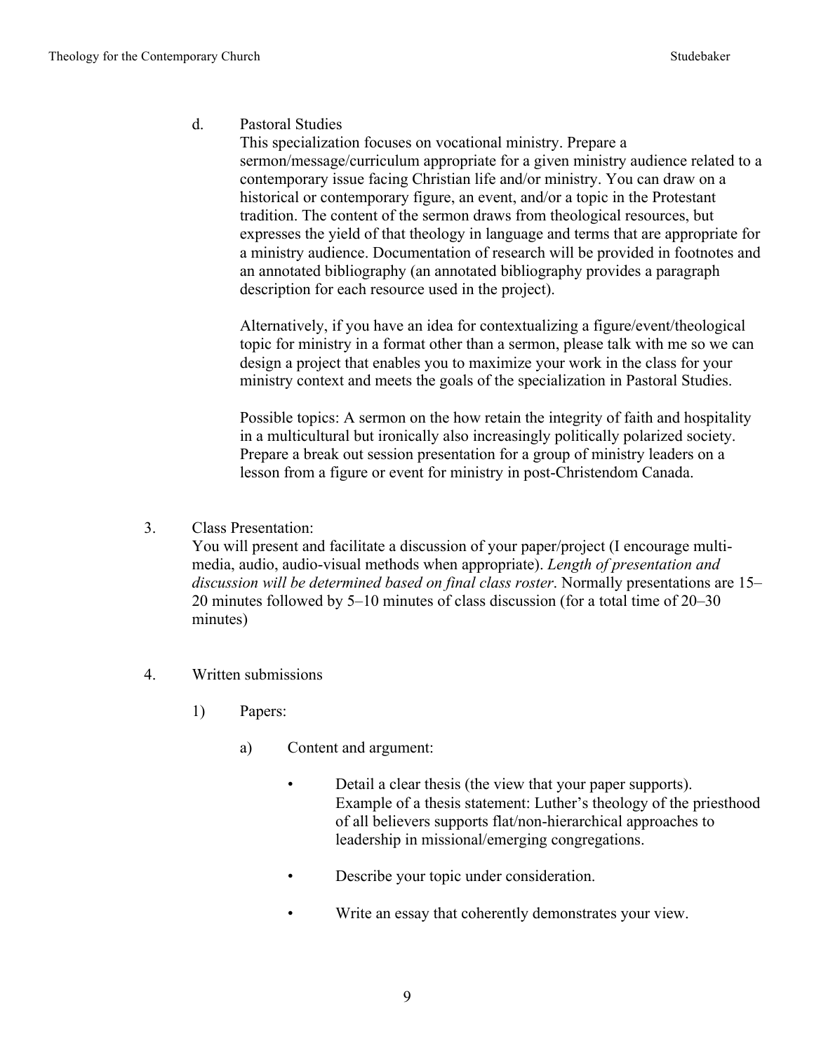d. Pastoral Studies

This specialization focuses on vocational ministry. Prepare a sermon/message/curriculum appropriate for a given ministry audience related to a contemporary issue facing Christian life and/or ministry. You can draw on a historical or contemporary figure, an event, and/or a topic in the Protestant tradition. The content of the sermon draws from theological resources, but expresses the yield of that theology in language and terms that are appropriate for a ministry audience. Documentation of research will be provided in footnotes and an annotated bibliography (an annotated bibliography provides a paragraph description for each resource used in the project).

Alternatively, if you have an idea for contextualizing a figure/event/theological topic for ministry in a format other than a sermon, please talk with me so we can design a project that enables you to maximize your work in the class for your ministry context and meets the goals of the specialization in Pastoral Studies.

Possible topics: A sermon on the how retain the integrity of faith and hospitality in a multicultural but ironically also increasingly politically polarized society. Prepare a break out session presentation for a group of ministry leaders on a lesson from a figure or event for ministry in post-Christendom Canada.

3. Class Presentation:

You will present and facilitate a discussion of your paper/project (I encourage multi-media, audio, audio-visual methods when appropriate). *Length of presentation and discussion will be determined based on final class roster*. Normally presentations are 15–20 minutes followed by 5–10 minutes of class discussion (for a total time of 20–30 minutes)

4. Written submissions

1) Papers:

a) Content and argument:

- Detail a clear thesis (the view that your paper supports). Example of a thesis statement: Luther's theology of the priesthood of all believers supports flat/non-hierarchical approaches to leadership in missional/emerging congregations.
- Describe your topic under consideration.
- Write an essay that coherently demonstrates your view.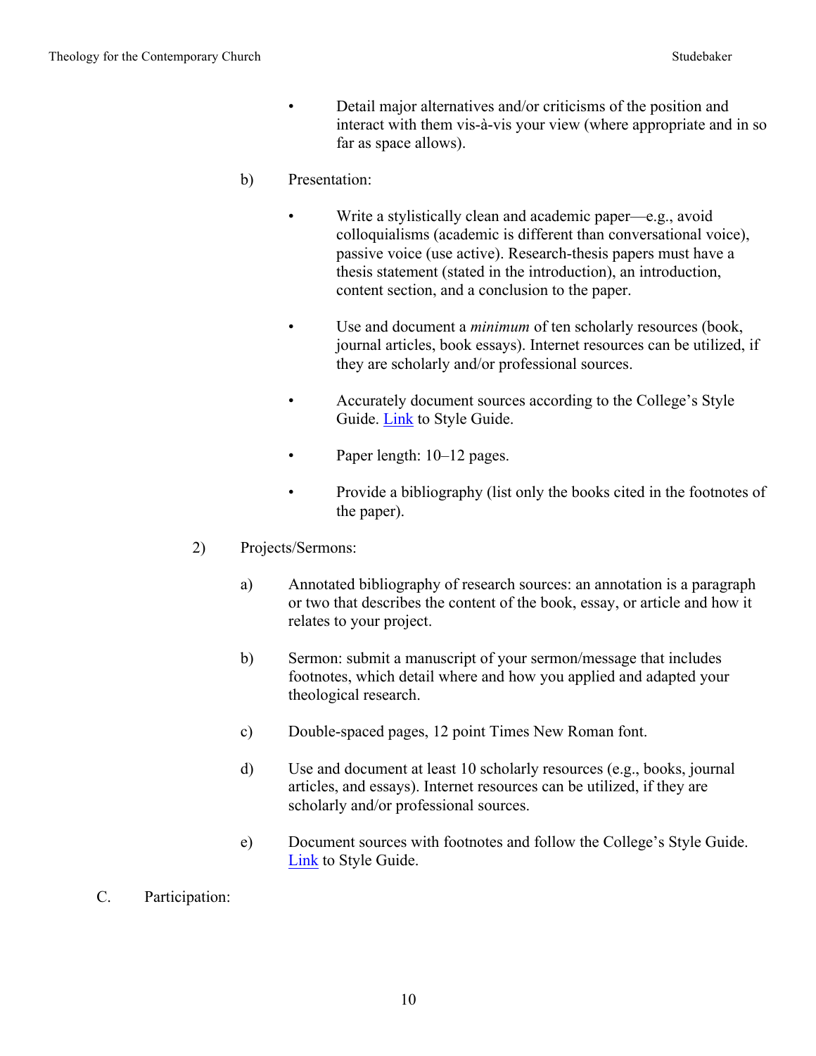- Detail major alternatives and/or criticisms of the position and interact with them vis-à-vis your view (where appropriate and in so far as space allows).

b) Presentation:

- Write a stylistically clean and academic paper—e.g., avoid colloquialisms (academic is different than conversational voice), passive voice (use active). Research-thesis papers must have a thesis statement (stated in the introduction), an introduction, content section, and a conclusion to the paper.

- Use and document a *minimum* of ten scholarly resources (book, journal articles, book essays). Internet resources can be utilized, if they are scholarly and/or professional sources.

- Accurately document sources according to the College's Style Guide. Link to Style Guide.

- Paper length: 10–12 pages.

- Provide a bibliography (list only the books cited in the footnotes of the paper).

2) Projects/Sermons:

a) Annotated bibliography of research sources: an annotation is a paragraph or two that describes the content of the book, essay, or article and how it relates to your project.

b) Sermon: submit a manuscript of your sermon/message that includes footnotes, which detail where and how you applied and adapted your theological research.

c) Double-spaced pages, 12 point Times New Roman font.

d) Use and document at least 10 scholarly resources (e.g., books, journal articles, and essays). Internet resources can be utilized, if they are scholarly and/or professional sources.

e) Document sources with footnotes and follow the College's Style Guide. Link to Style Guide.

C. Participation: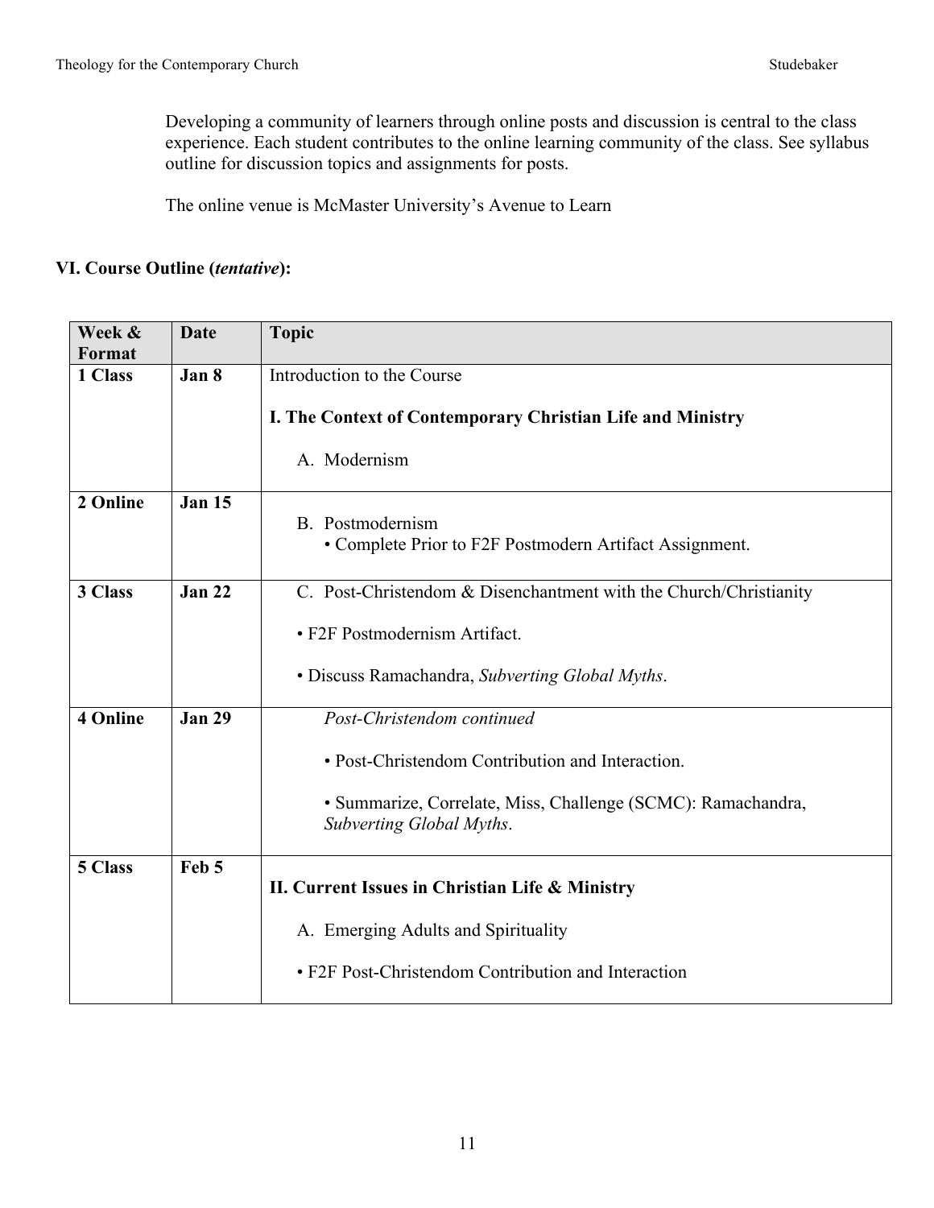Developing a community of learners through online posts and discussion is central to the class experience. Each student contributes to the online learning community of the class. See syllabus outline for discussion topics and assignments for posts.

The online venue is McMaster University's Avenue to Learn

## VI. Course Outline (*tentative*):

| Week & Format | Date | Topic |
|---|---|---|
| **1 Class** | **Jan 8** | Introduction to the Course<br><br>**I. The Context of Contemporary Christian Life and Ministry**<br><br>A. Modernism |
| **2 Online** | **Jan 15** | B. Postmodernism<br>• Complete Prior to F2F Postmodern Artifact Assignment. |
| **3 Class** | **Jan 22** | C. Post-Christendom & Disenchantment with the Church/Christianity<br><br>• F2F Postmodernism Artifact.<br><br>• Discuss Ramachandra, *Subverting Global Myths*. |
| **4 Online** | **Jan 29** | *Post-Christendom continued*<br><br>• Post-Christendom Contribution and Interaction.<br><br>• Summarize, Correlate, Miss, Challenge (SCMC): Ramachandra, *Subverting Global Myths*. |
| **5 Class** | **Feb 5** | **II. Current Issues in Christian Life & Ministry**<br><br>A. Emerging Adults and Spirituality<br><br>• F2F Post-Christendom Contribution and Interaction |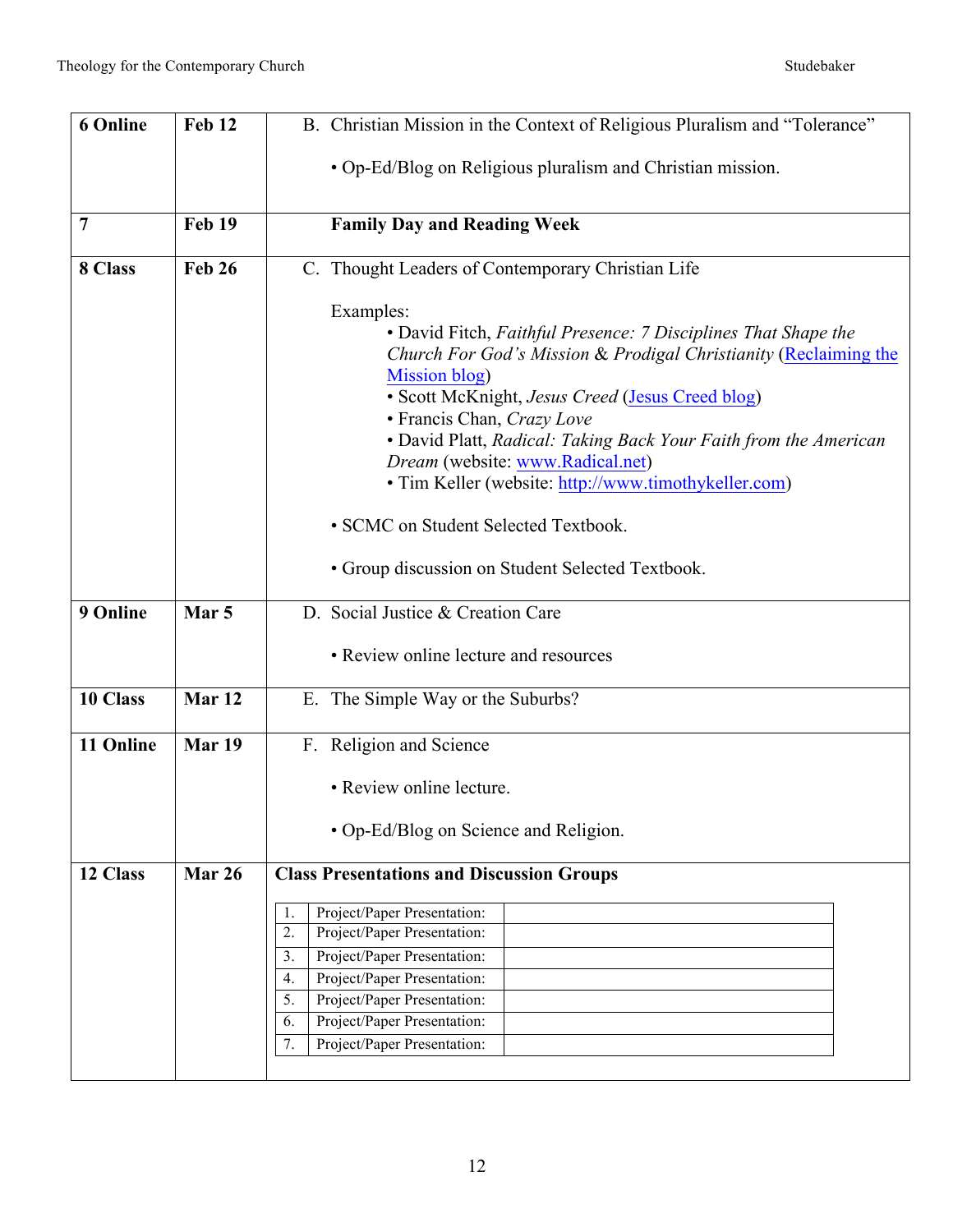| | | |
|---|---|---|
| **6 Online** | **Feb 12** | B. Christian Mission in the Context of Religious Pluralism and "Tolerance"<br><br>• Op-Ed/Blog on Religious pluralism and Christian mission. |
| **7** | **Feb 19** | **Family Day and Reading Week** |
| **8 Class** | **Feb 26** | C. Thought Leaders of Contemporary Christian Life<br><br>Examples:<br>• David Fitch, *Faithful Presence: 7 Disciplines That Shape the Church For God's Mission* & *Prodigal Christianity* (Reclaiming the Mission blog)<br>• Scott McKnight, *Jesus Creed* (Jesus Creed blog)<br>• Francis Chan, *Crazy Love*<br>• David Platt, *Radical: Taking Back Your Faith from the American Dream* (website: www.Radical.net)<br>• Tim Keller (website: http://www.timothykeller.com)<br><br>• SCMC on Student Selected Textbook.<br><br>• Group discussion on Student Selected Textbook. |
| **9 Online** | **Mar 5** | D. Social Justice & Creation Care<br><br>• Review online lecture and resources |
| **10 Class** | **Mar 12** | E. The Simple Way or the Suburbs? |
| **11 Online** | **Mar 19** | F. Religion and Science<br><br>• Review online lecture.<br><br>• Op-Ed/Blog on Science and Religion. |
| **12 Class** | **Mar 26** | **Class Presentations and Discussion Groups**<br><br>1. Project/Paper Presentation:<br>2. Project/Paper Presentation:<br>3. Project/Paper Presentation:<br>4. Project/Paper Presentation:<br>5. Project/Paper Presentation:<br>6. Project/Paper Presentation:<br>7. Project/Paper Presentation: |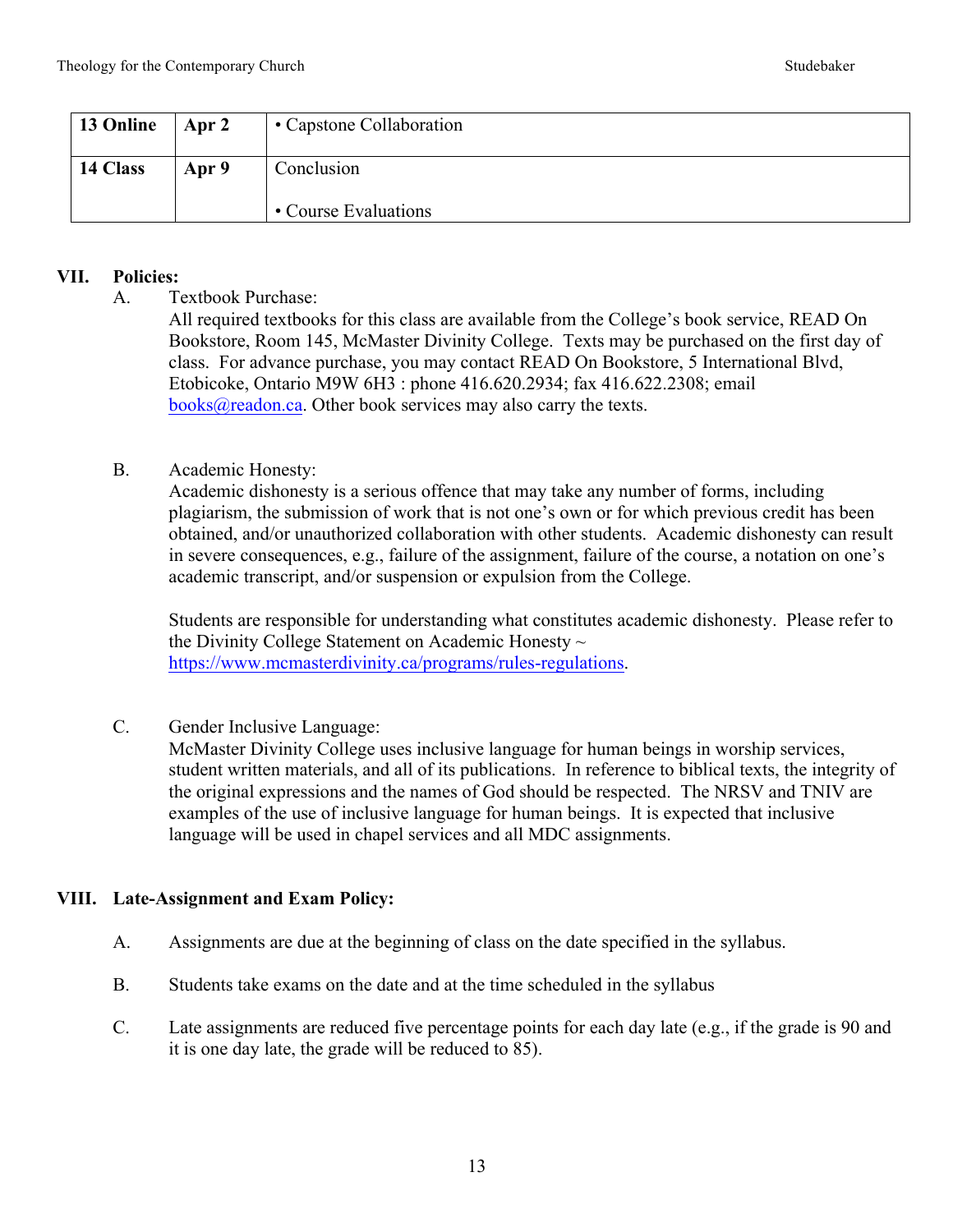| 13 Online | Apr 2 | • Capstone Collaboration |
|---|---|---|
| 14 Class | Apr 9 | Conclusion<br><br>• Course Evaluations |

## VII. Policies:

A. Textbook Purchase:
All required textbooks for this class are available from the College's book service, READ On Bookstore, Room 145, McMaster Divinity College. Texts may be purchased on the first day of class. For advance purchase, you may contact READ On Bookstore, 5 International Blvd, Etobicoke, Ontario M9W 6H3 : phone 416.620.2934; fax 416.622.2308; email books@readon.ca. Other book services may also carry the texts.

B. Academic Honesty:
Academic dishonesty is a serious offence that may take any number of forms, including plagiarism, the submission of work that is not one's own or for which previous credit has been obtained, and/or unauthorized collaboration with other students. Academic dishonesty can result in severe consequences, e.g., failure of the assignment, failure of the course, a notation on one's academic transcript, and/or suspension or expulsion from the College.

Students are responsible for understanding what constitutes academic dishonesty. Please refer to the Divinity College Statement on Academic Honesty ~ https://www.mcmasterdivinity.ca/programs/rules-regulations.

C. Gender Inclusive Language:
McMaster Divinity College uses inclusive language for human beings in worship services, student written materials, and all of its publications. In reference to biblical texts, the integrity of the original expressions and the names of God should be respected. The NRSV and TNIV are examples of the use of inclusive language for human beings. It is expected that inclusive language will be used in chapel services and all MDC assignments.

## VIII. Late-Assignment and Exam Policy:

A. Assignments are due at the beginning of class on the date specified in the syllabus.

B. Students take exams on the date and at the time scheduled in the syllabus

C. Late assignments are reduced five percentage points for each day late (e.g., if the grade is 90 and it is one day late, the grade will be reduced to 85).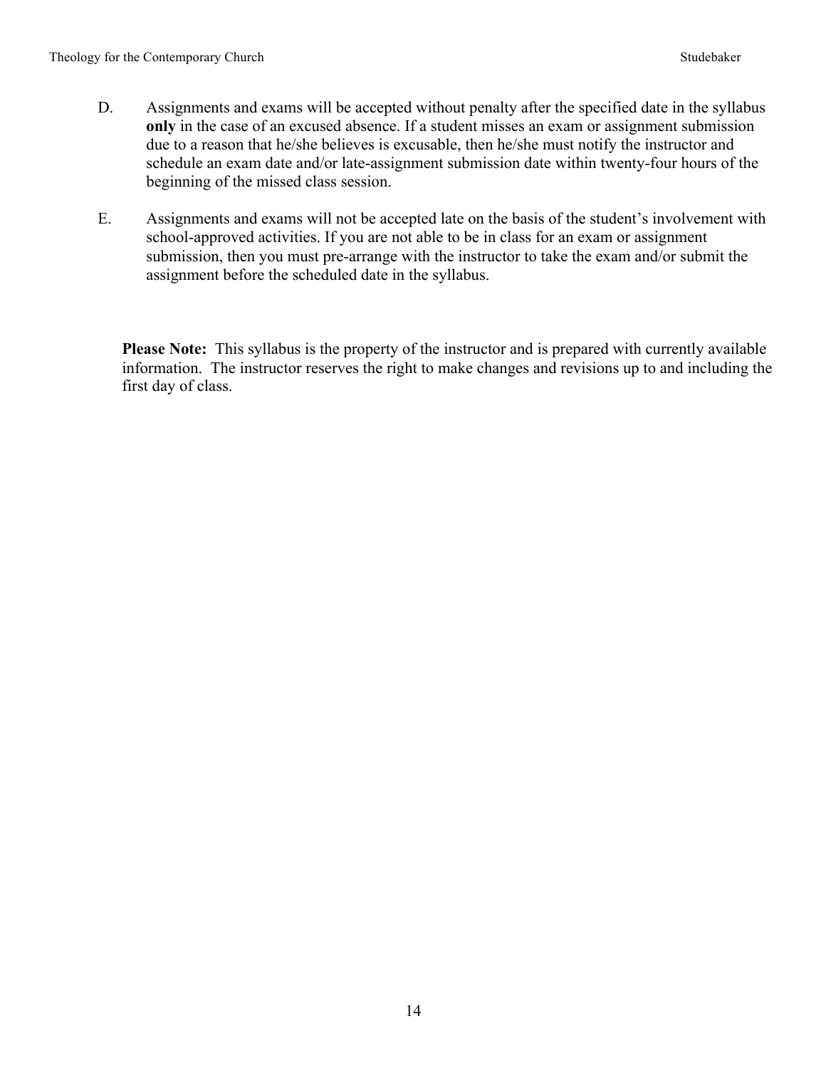D. Assignments and exams will be accepted without penalty after the specified date in the syllabus **only** in the case of an excused absence. If a student misses an exam or assignment submission due to a reason that he/she believes is excusable, then he/she must notify the instructor and schedule an exam date and/or late-assignment submission date within twenty-four hours of the beginning of the missed class session.

E. Assignments and exams will not be accepted late on the basis of the student's involvement with school-approved activities. If you are not able to be in class for an exam or assignment submission, then you must pre-arrange with the instructor to take the exam and/or submit the assignment before the scheduled date in the syllabus.

**Please Note:** This syllabus is the property of the instructor and is prepared with currently available information. The instructor reserves the right to make changes and revisions up to and including the first day of class.